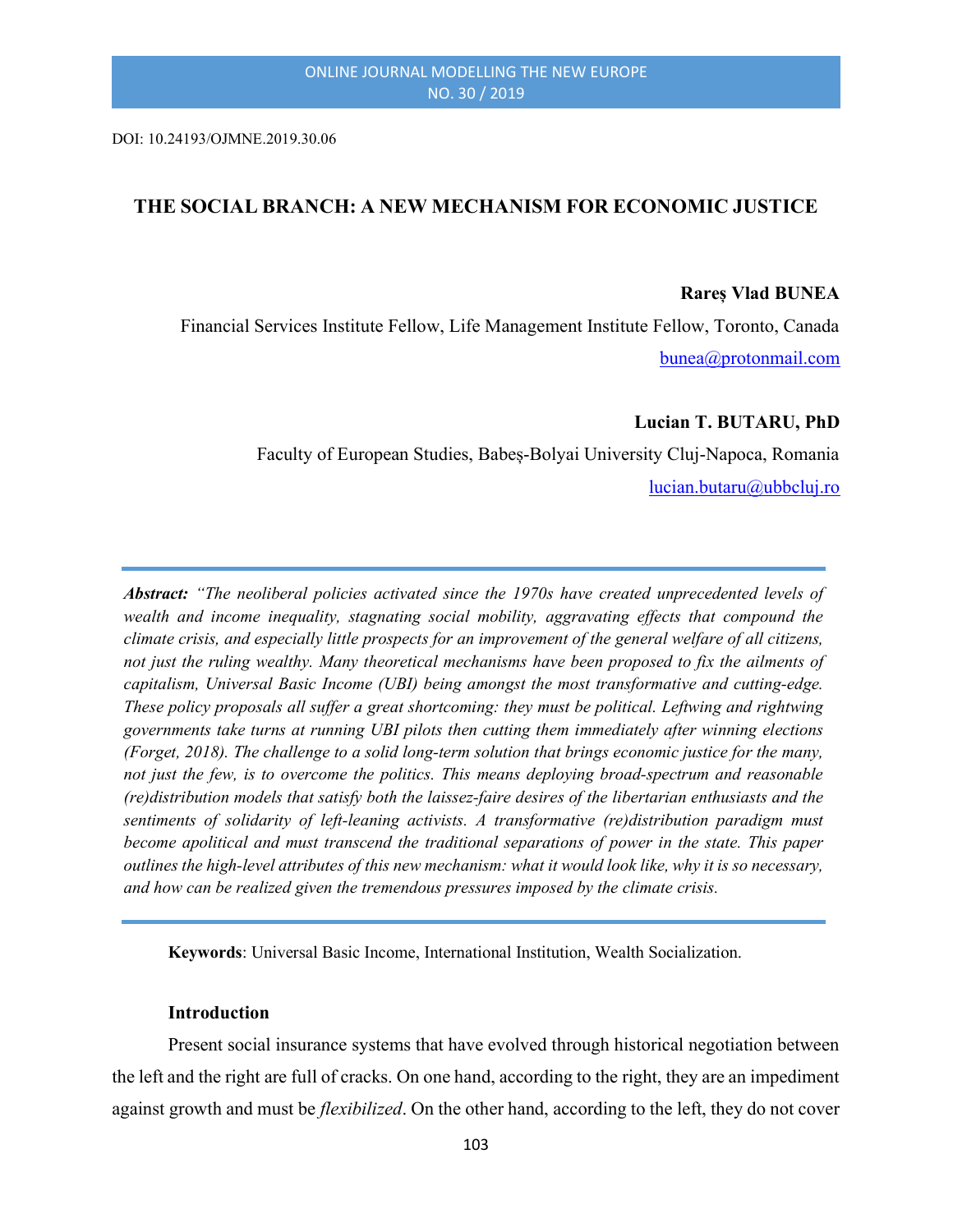DOI: 10.24193/OJMNE.2019.30.06

# THE SOCIAL BRANCH: A NEW MECHANISM FOR ECONOMIC JUSTICE

**Rareș Vlad BUNEA**

Financial Services Institute Fellow, Life Management Institute Fellow, Toronto, Canada

bunea@protonmail.com

**Lucian T. BUTARU, PhD**

Faculty of European Studies, Babeș-Bolyai University Cluj-Napoca, Romania

lucian.butaru@ubbcluj.ro

***Abstract:*** *"The neoliberal policies activated since the 1970s have created unprecedented levels of wealth and income inequality, stagnating social mobility, aggravating effects that compound the climate crisis, and especially little prospects for an improvement of the general welfare of all citizens, not just the ruling wealthy. Many theoretical mechanisms have been proposed to fix the ailments of capitalism, Universal Basic Income (UBI) being amongst the most transformative and cutting-edge. These policy proposals all suffer a great shortcoming: they must be political. Leftwing and rightwing governments take turns at running UBI pilots then cutting them immediately after winning elections (Forget, 2018). The challenge to a solid long-term solution that brings economic justice for the many, not just the few, is to overcome the politics. This means deploying broad-spectrum and reasonable (re)distribution models that satisfy both the laissez-faire desires of the libertarian enthusiasts and the sentiments of solidarity of left-leaning activists. A transformative (re)distribution paradigm must become apolitical and must transcend the traditional separations of power in the state. This paper outlines the high-level attributes of this new mechanism: what it would look like, why it is so necessary, and how can be realized given the tremendous pressures imposed by the climate crisis.*

**Keywords**: Universal Basic Income, International Institution, Wealth Socialization.

## Introduction

Present social insurance systems that have evolved through historical negotiation between the left and the right are full of cracks. On one hand, according to the right, they are an impediment against growth and must be *flexibilized*. On the other hand, according to the left, they do not cover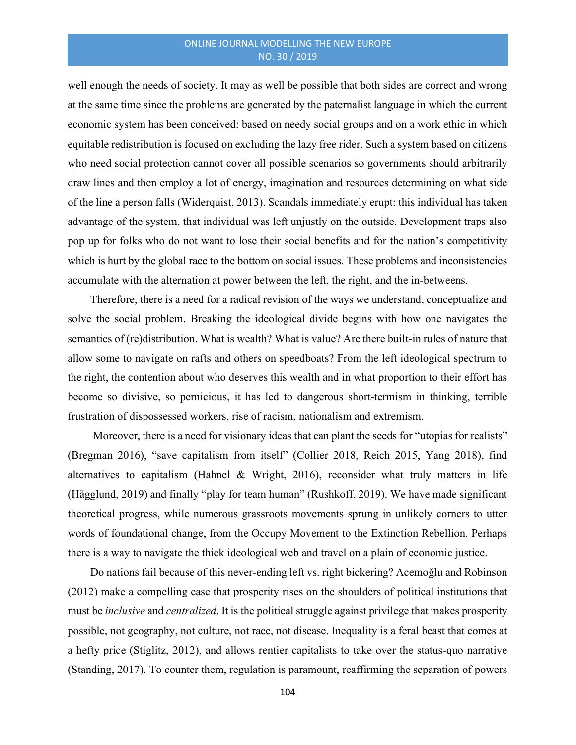well enough the needs of society. It may as well be possible that both sides are correct and wrong at the same time since the problems are generated by the paternalist language in which the current economic system has been conceived: based on needy social groups and on a work ethic in which equitable redistribution is focused on excluding the lazy free rider. Such a system based on citizens who need social protection cannot cover all possible scenarios so governments should arbitrarily draw lines and then employ a lot of energy, imagination and resources determining on what side of the line a person falls (Widerquist, 2013). Scandals immediately erupt: this individual has taken advantage of the system, that individual was left unjustly on the outside. Development traps also pop up for folks who do not want to lose their social benefits and for the nation's competitivity which is hurt by the global race to the bottom on social issues. These problems and inconsistencies accumulate with the alternation at power between the left, the right, and the in-betweens.

Therefore, there is a need for a radical revision of the ways we understand, conceptualize and solve the social problem. Breaking the ideological divide begins with how one navigates the semantics of (re)distribution. What is wealth? What is value? Are there built-in rules of nature that allow some to navigate on rafts and others on speedboats? From the left ideological spectrum to the right, the contention about who deserves this wealth and in what proportion to their effort has become so divisive, so pernicious, it has led to dangerous short-termism in thinking, terrible frustration of dispossessed workers, rise of racism, nationalism and extremism.

Moreover, there is a need for visionary ideas that can plant the seeds for "utopias for realists" (Bregman 2016), "save capitalism from itself" (Collier 2018, Reich 2015, Yang 2018), find alternatives to capitalism (Hahnel & Wright, 2016), reconsider what truly matters in life (Hägglund, 2019) and finally "play for team human" (Rushkoff, 2019). We have made significant theoretical progress, while numerous grassroots movements sprung in unlikely corners to utter words of foundational change, from the Occupy Movement to the Extinction Rebellion. Perhaps there is a way to navigate the thick ideological web and travel on a plain of economic justice.

Do nations fail because of this never-ending left vs. right bickering? Acemoğlu and Robinson (2012) make a compelling case that prosperity rises on the shoulders of political institutions that must be *inclusive* and *centralized*. It is the political struggle against privilege that makes prosperity possible, not geography, not culture, not race, not disease. Inequality is a feral beast that comes at a hefty price (Stiglitz, 2012), and allows rentier capitalists to take over the status-quo narrative (Standing, 2017). To counter them, regulation is paramount, reaffirming the separation of powers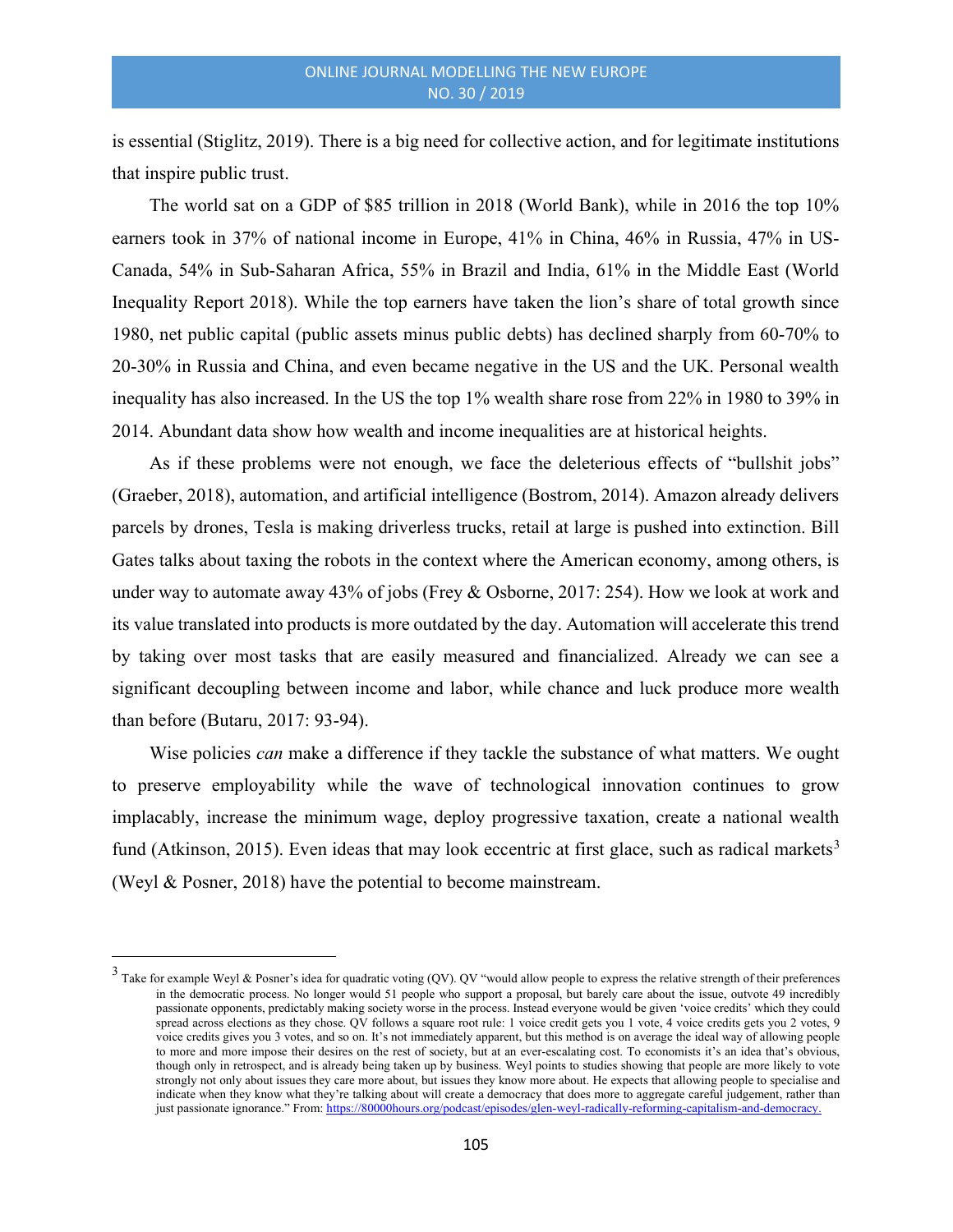is essential (Stiglitz, 2019). There is a big need for collective action, and for legitimate institutions that inspire public trust.

The world sat on a GDP of $85 trillion in 2018 (World Bank), while in 2016 the top 10% earners took in 37% of national income in Europe, 41% in China, 46% in Russia, 47% in US-Canada, 54% in Sub-Saharan Africa, 55% in Brazil and India, 61% in the Middle East (World Inequality Report 2018). While the top earners have taken the lion's share of total growth since 1980, net public capital (public assets minus public debts) has declined sharply from 60-70% to 20-30% in Russia and China, and even became negative in the US and the UK. Personal wealth inequality has also increased. In the US the top 1% wealth share rose from 22% in 1980 to 39% in 2014. Abundant data show how wealth and income inequalities are at historical heights.

As if these problems were not enough, we face the deleterious effects of "bullshit jobs" (Graeber, 2018), automation, and artificial intelligence (Bostrom, 2014). Amazon already delivers parcels by drones, Tesla is making driverless trucks, retail at large is pushed into extinction. Bill Gates talks about taxing the robots in the context where the American economy, among others, is under way to automate away 43% of jobs (Frey & Osborne, 2017: 254). How we look at work and its value translated into products is more outdated by the day. Automation will accelerate this trend by taking over most tasks that are easily measured and financialized. Already we can see a significant decoupling between income and labor, while chance and luck produce more wealth than before (Butaru, 2017: 93-94).

Wise policies *can* make a difference if they tackle the substance of what matters. We ought to preserve employability while the wave of technological innovation continues to grow implacably, increase the minimum wage, deploy progressive taxation, create a national wealth fund (Atkinson, 2015). Even ideas that may look eccentric at first glace, such as radical markets[3] (Weyl & Posner, 2018) have the potential to become mainstream.

---

[3] Take for example Weyl & Posner's idea for quadratic voting (QV). QV "would allow people to express the relative strength of their preferences in the democratic process. No longer would 51 people who support a proposal, but barely care about the issue, outvote 49 incredibly passionate opponents, predictably making society worse in the process. Instead everyone would be given 'voice credits' which they could spread across elections as they chose. QV follows a square root rule: 1 voice credit gets you 1 vote, 4 voice credits gets you 2 votes, 9 voice credits gives you 3 votes, and so on. It's not immediately apparent, but this method is on average the ideal way of allowing people to more and more impose their desires on the rest of society, but at an ever-escalating cost. To economists it's an idea that's obvious, though only in retrospect, and is already being taken up by business. Weyl points to studies showing that people are more likely to vote strongly not only about issues they care more about, but issues they know more about. He expects that allowing people to specialise and indicate when they know what they're talking about will create a democracy that does more to aggregate careful judgement, rather than just passionate ignorance." From: https://80000hours.org/podcast/episodes/glen-weyl-radically-reforming-capitalism-and-democracy.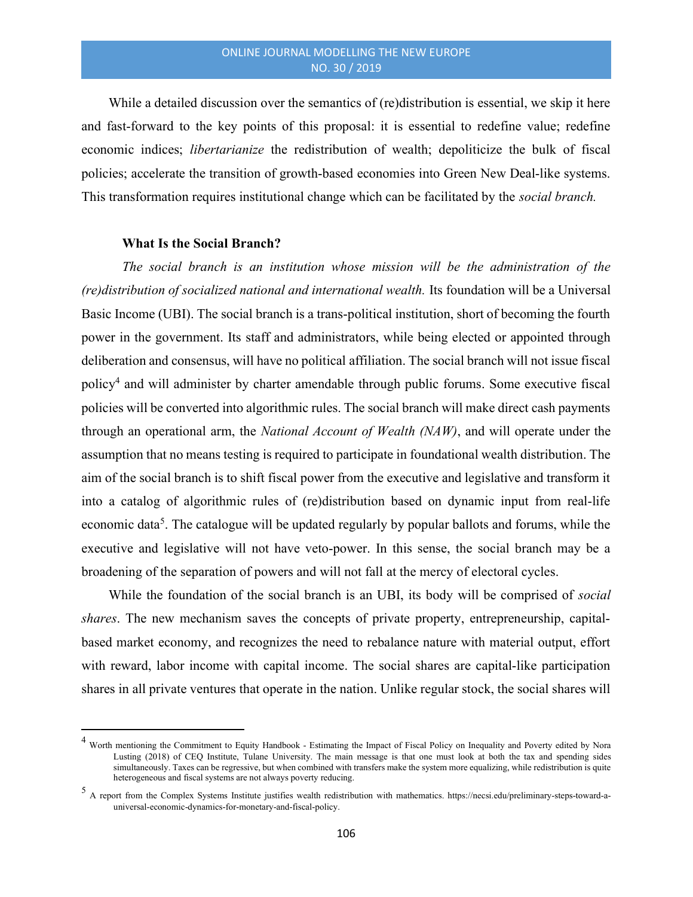While a detailed discussion over the semantics of (re)distribution is essential, we skip it here and fast-forward to the key points of this proposal: it is essential to redefine value; redefine economic indices; *libertarianize* the redistribution of wealth; depoliticize the bulk of fiscal policies; accelerate the transition of growth-based economies into Green New Deal-like systems. This transformation requires institutional change which can be facilitated by the *social branch.*

### What Is the Social Branch?

*The social branch is an institution whose mission will be the administration of the (re)distribution of socialized national and international wealth.* Its foundation will be a Universal Basic Income (UBI). The social branch is a trans-political institution, short of becoming the fourth power in the government. Its staff and administrators, while being elected or appointed through deliberation and consensus, will have no political affiliation. The social branch will not issue fiscal policy[4] and will administer by charter amendable through public forums. Some executive fiscal policies will be converted into algorithmic rules. The social branch will make direct cash payments through an operational arm, the *National Account of Wealth (NAW)*, and will operate under the assumption that no means testing is required to participate in foundational wealth distribution. The aim of the social branch is to shift fiscal power from the executive and legislative and transform it into a catalog of algorithmic rules of (re)distribution based on dynamic input from real-life economic data[5]. The catalogue will be updated regularly by popular ballots and forums, while the executive and legislative will not have veto-power. In this sense, the social branch may be a broadening of the separation of powers and will not fall at the mercy of electoral cycles.

While the foundation of the social branch is an UBI, its body will be comprised of *social shares*. The new mechanism saves the concepts of private property, entrepreneurship, capital-based market economy, and recognizes the need to rebalance nature with material output, effort with reward, labor income with capital income. The social shares are capital-like participation shares in all private ventures that operate in the nation. Unlike regular stock, the social shares will

---

[4] Worth mentioning the Commitment to Equity Handbook - Estimating the Impact of Fiscal Policy on Inequality and Poverty edited by Nora Lusting (2018) of CEQ Institute, Tulane University. The main message is that one must look at both the tax and spending sides simultaneously. Taxes can be regressive, but when combined with transfers make the system more equalizing, while redistribution is quite heterogeneous and fiscal systems are not always poverty reducing.

[5] A report from the Complex Systems Institute justifies wealth redistribution with mathematics. https://necsi.edu/preliminary-steps-toward-a-universal-economic-dynamics-for-monetary-and-fiscal-policy.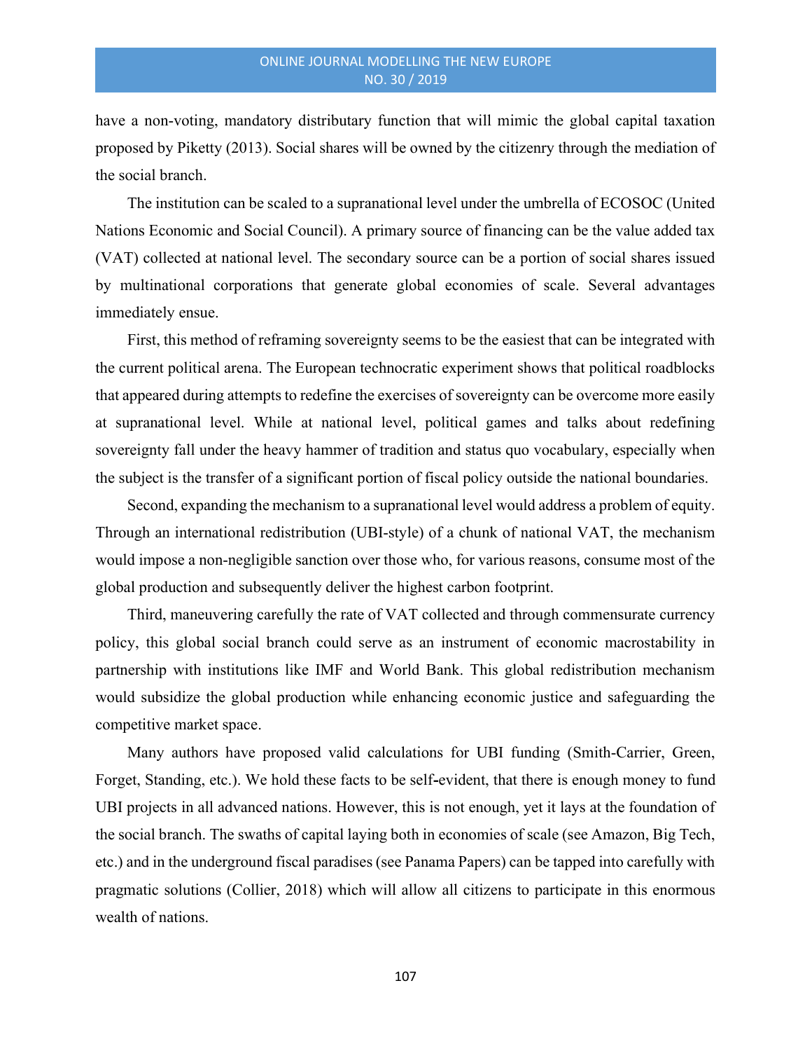have a non-voting, mandatory distributary function that will mimic the global capital taxation proposed by Piketty (2013). Social shares will be owned by the citizenry through the mediation of the social branch.

The institution can be scaled to a supranational level under the umbrella of ECOSOC (United Nations Economic and Social Council). A primary source of financing can be the value added tax (VAT) collected at national level. The secondary source can be a portion of social shares issued by multinational corporations that generate global economies of scale. Several advantages immediately ensue.

First, this method of reframing sovereignty seems to be the easiest that can be integrated with the current political arena. The European technocratic experiment shows that political roadblocks that appeared during attempts to redefine the exercises of sovereignty can be overcome more easily at supranational level. While at national level, political games and talks about redefining sovereignty fall under the heavy hammer of tradition and status quo vocabulary, especially when the subject is the transfer of a significant portion of fiscal policy outside the national boundaries.

Second, expanding the mechanism to a supranational level would address a problem of equity. Through an international redistribution (UBI-style) of a chunk of national VAT, the mechanism would impose a non-negligible sanction over those who, for various reasons, consume most of the global production and subsequently deliver the highest carbon footprint.

Third, maneuvering carefully the rate of VAT collected and through commensurate currency policy, this global social branch could serve as an instrument of economic macrostability in partnership with institutions like IMF and World Bank. This global redistribution mechanism would subsidize the global production while enhancing economic justice and safeguarding the competitive market space.

Many authors have proposed valid calculations for UBI funding (Smith-Carrier, Green, Forget, Standing, etc.). We hold these facts to be self-evident, that there is enough money to fund UBI projects in all advanced nations. However, this is not enough, yet it lays at the foundation of the social branch. The swaths of capital laying both in economies of scale (see Amazon, Big Tech, etc.) and in the underground fiscal paradises (see Panama Papers) can be tapped into carefully with pragmatic solutions (Collier, 2018) which will allow all citizens to participate in this enormous wealth of nations.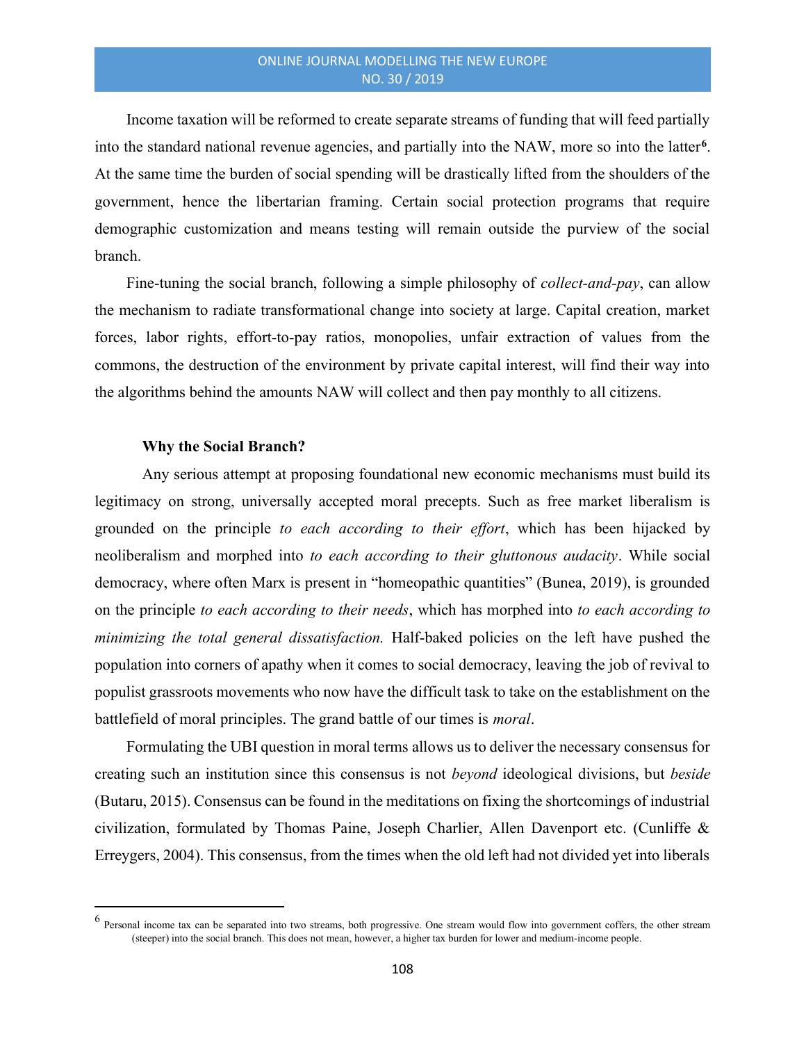Income taxation will be reformed to create separate streams of funding that will feed partially into the standard national revenue agencies, and partially into the NAW, more so into the latter[6]. At the same time the burden of social spending will be drastically lifted from the shoulders of the government, hence the libertarian framing. Certain social protection programs that require demographic customization and means testing will remain outside the purview of the social branch.

Fine-tuning the social branch, following a simple philosophy of *collect-and-pay*, can allow the mechanism to radiate transformational change into society at large. Capital creation, market forces, labor rights, effort-to-pay ratios, monopolies, unfair extraction of values from the commons, the destruction of the environment by private capital interest, will find their way into the algorithms behind the amounts NAW will collect and then pay monthly to all citizens.

### Why the Social Branch?

Any serious attempt at proposing foundational new economic mechanisms must build its legitimacy on strong, universally accepted moral precepts. Such as free market liberalism is grounded on the principle *to each according to their effort*, which has been hijacked by neoliberalism and morphed into *to each according to their gluttonous audacity*. While social democracy, where often Marx is present in "homeopathic quantities" (Bunea, 2019), is grounded on the principle *to each according to their needs*, which has morphed into *to each according to minimizing the total general dissatisfaction.* Half-baked policies on the left have pushed the population into corners of apathy when it comes to social democracy, leaving the job of revival to populist grassroots movements who now have the difficult task to take on the establishment on the battlefield of moral principles. The grand battle of our times is *moral*.

Formulating the UBI question in moral terms allows us to deliver the necessary consensus for creating such an institution since this consensus is not *beyond* ideological divisions, but *beside* (Butaru, 2015). Consensus can be found in the meditations on fixing the shortcomings of industrial civilization, formulated by Thomas Paine, Joseph Charlier, Allen Davenport etc. (Cunliffe & Erreygers, 2004). This consensus, from the times when the old left had not divided yet into liberals

---

[6] Personal income tax can be separated into two streams, both progressive. One stream would flow into government coffers, the other stream (steeper) into the social branch. This does not mean, however, a higher tax burden for lower and medium-income people.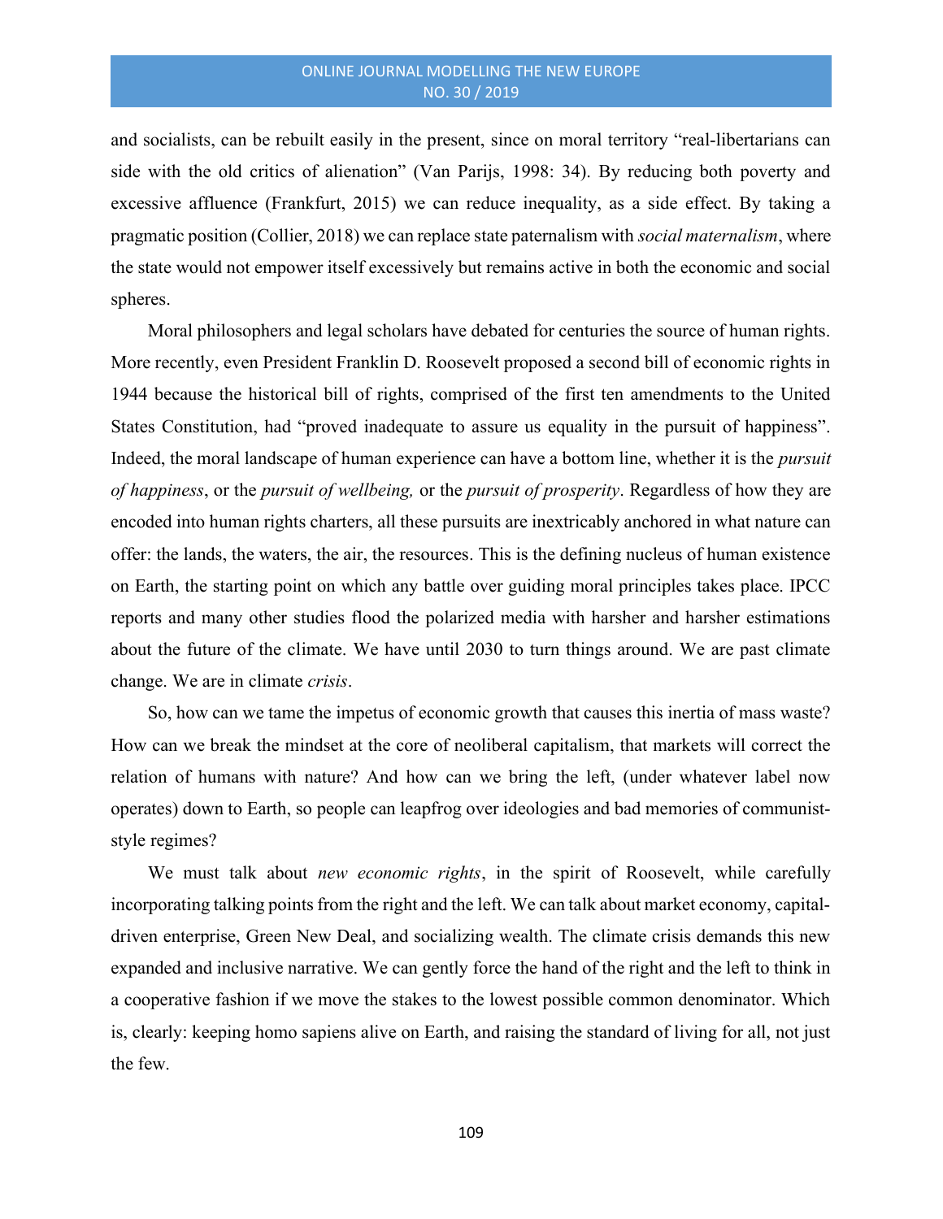and socialists, can be rebuilt easily in the present, since on moral territory "real-libertarians can side with the old critics of alienation" (Van Parijs, 1998: 34). By reducing both poverty and excessive affluence (Frankfurt, 2015) we can reduce inequality, as a side effect. By taking a pragmatic position (Collier, 2018) we can replace state paternalism with *social maternalism*, where the state would not empower itself excessively but remains active in both the economic and social spheres.

Moral philosophers and legal scholars have debated for centuries the source of human rights. More recently, even President Franklin D. Roosevelt proposed a second bill of economic rights in 1944 because the historical bill of rights, comprised of the first ten amendments to the United States Constitution, had "proved inadequate to assure us equality in the pursuit of happiness". Indeed, the moral landscape of human experience can have a bottom line, whether it is the *pursuit of happiness*, or the *pursuit of wellbeing,* or the *pursuit of prosperity*. Regardless of how they are encoded into human rights charters, all these pursuits are inextricably anchored in what nature can offer: the lands, the waters, the air, the resources. This is the defining nucleus of human existence on Earth, the starting point on which any battle over guiding moral principles takes place. IPCC reports and many other studies flood the polarized media with harsher and harsher estimations about the future of the climate. We have until 2030 to turn things around. We are past climate change. We are in climate *crisis*.

So, how can we tame the impetus of economic growth that causes this inertia of mass waste? How can we break the mindset at the core of neoliberal capitalism, that markets will correct the relation of humans with nature? And how can we bring the left, (under whatever label now operates) down to Earth, so people can leapfrog over ideologies and bad memories of communist-style regimes?

We must talk about *new economic rights*, in the spirit of Roosevelt, while carefully incorporating talking points from the right and the left. We can talk about market economy, capital-driven enterprise, Green New Deal, and socializing wealth. The climate crisis demands this new expanded and inclusive narrative. We can gently force the hand of the right and the left to think in a cooperative fashion if we move the stakes to the lowest possible common denominator. Which is, clearly: keeping homo sapiens alive on Earth, and raising the standard of living for all, not just the few.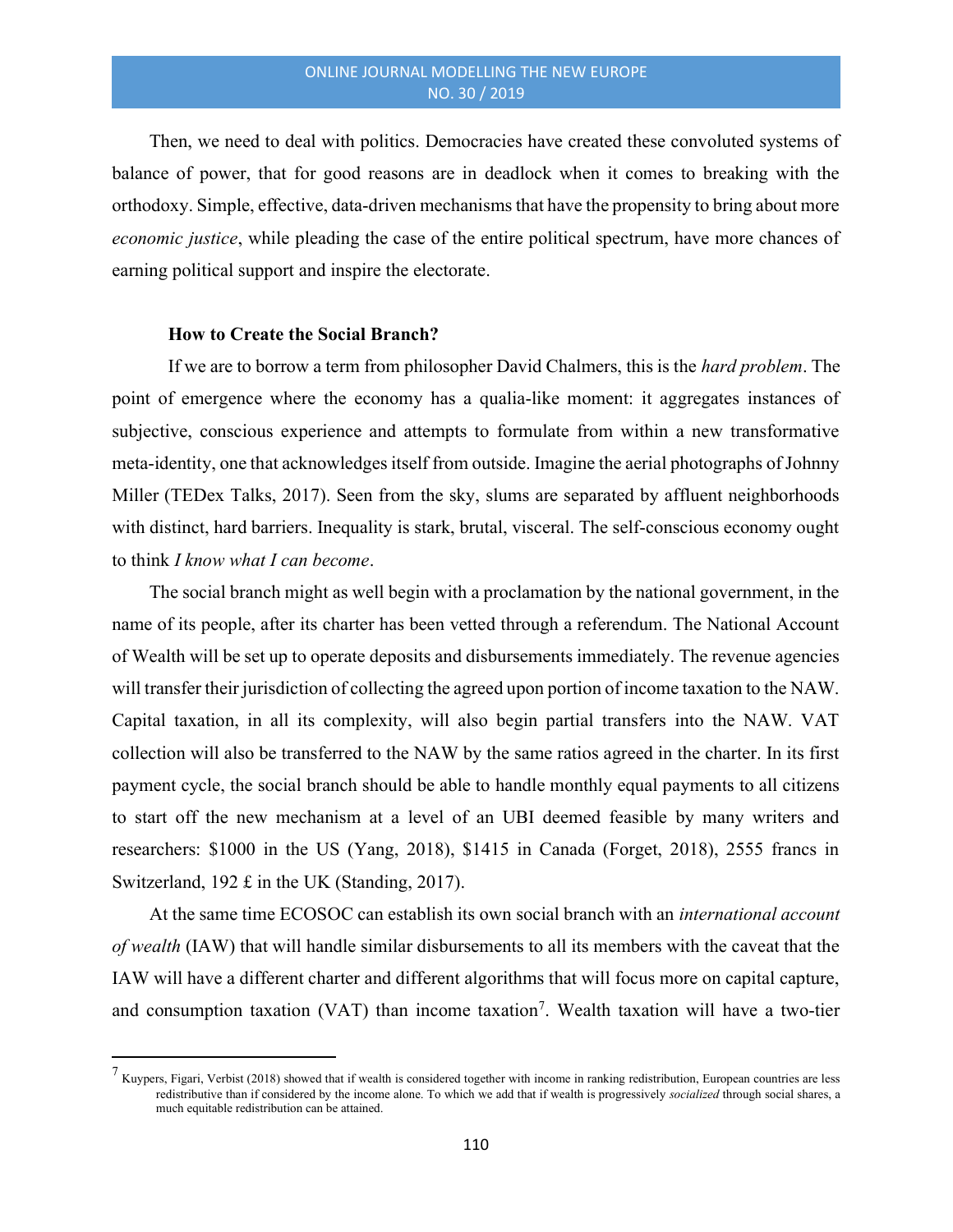Then, we need to deal with politics. Democracies have created these convoluted systems of balance of power, that for good reasons are in deadlock when it comes to breaking with the orthodoxy. Simple, effective, data-driven mechanisms that have the propensity to bring about more *economic justice*, while pleading the case of the entire political spectrum, have more chances of earning political support and inspire the electorate.

### How to Create the Social Branch?

If we are to borrow a term from philosopher David Chalmers, this is the *hard problem*. The point of emergence where the economy has a qualia-like moment: it aggregates instances of subjective, conscious experience and attempts to formulate from within a new transformative meta-identity, one that acknowledges itself from outside. Imagine the aerial photographs of Johnny Miller (TEDex Talks, 2017). Seen from the sky, slums are separated by affluent neighborhoods with distinct, hard barriers. Inequality is stark, brutal, visceral. The self-conscious economy ought to think *I know what I can become*.

The social branch might as well begin with a proclamation by the national government, in the name of its people, after its charter has been vetted through a referendum. The National Account of Wealth will be set up to operate deposits and disbursements immediately. The revenue agencies will transfer their jurisdiction of collecting the agreed upon portion of income taxation to the NAW. Capital taxation, in all its complexity, will also begin partial transfers into the NAW. VAT collection will also be transferred to the NAW by the same ratios agreed in the charter. In its first payment cycle, the social branch should be able to handle monthly equal payments to all citizens to start off the new mechanism at a level of an UBI deemed feasible by many writers and researchers: $1000 in the US (Yang, 2018), $1415 in Canada (Forget, 2018), 2555 francs in Switzerland, 192 £ in the UK (Standing, 2017).

At the same time ECOSOC can establish its own social branch with an *international account of wealth* (IAW) that will handle similar disbursements to all its members with the caveat that the IAW will have a different charter and different algorithms that will focus more on capital capture, and consumption taxation (VAT) than income taxation[7]. Wealth taxation will have a two-tier

---

[7] Kuypers, Figari, Verbist (2018) showed that if wealth is considered together with income in ranking redistribution, European countries are less redistributive than if considered by the income alone. To which we add that if wealth is progressively *socialized* through social shares, a much equitable redistribution can be attained.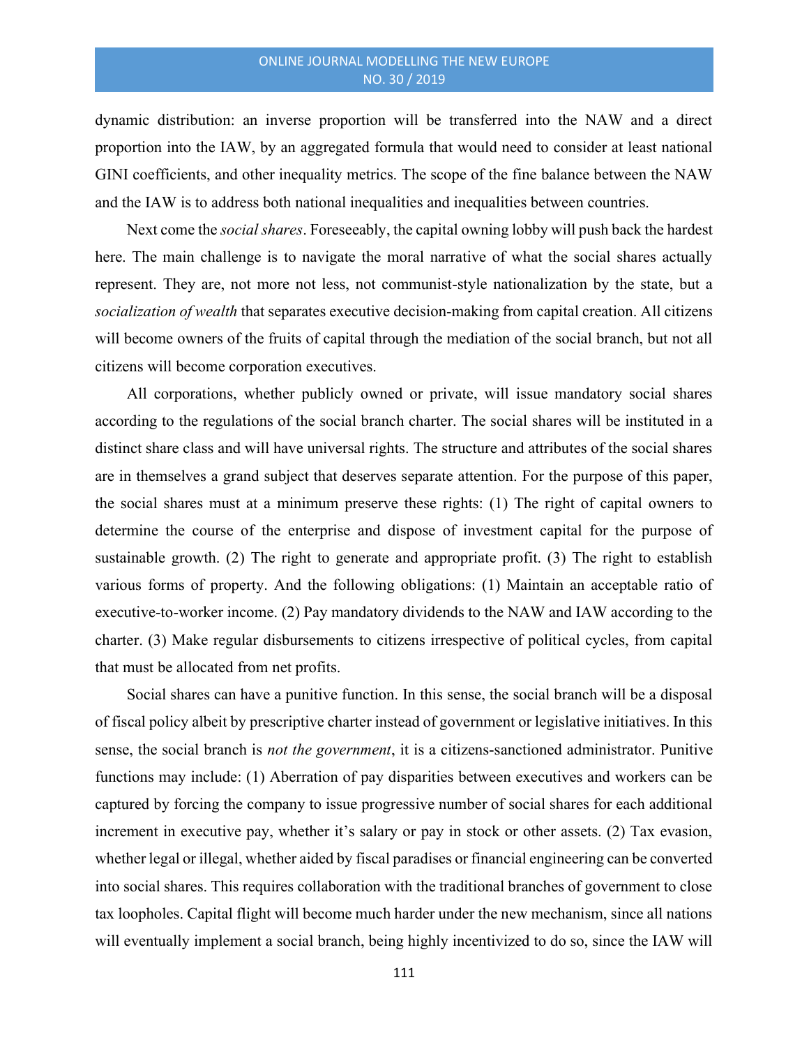dynamic distribution: an inverse proportion will be transferred into the NAW and a direct proportion into the IAW, by an aggregated formula that would need to consider at least national GINI coefficients, and other inequality metrics. The scope of the fine balance between the NAW and the IAW is to address both national inequalities and inequalities between countries.

Next come the *social shares*. Foreseeably, the capital owning lobby will push back the hardest here. The main challenge is to navigate the moral narrative of what the social shares actually represent. They are, not more not less, not communist-style nationalization by the state, but a *socialization of wealth* that separates executive decision-making from capital creation. All citizens will become owners of the fruits of capital through the mediation of the social branch, but not all citizens will become corporation executives.

All corporations, whether publicly owned or private, will issue mandatory social shares according to the regulations of the social branch charter. The social shares will be instituted in a distinct share class and will have universal rights. The structure and attributes of the social shares are in themselves a grand subject that deserves separate attention. For the purpose of this paper, the social shares must at a minimum preserve these rights: (1) The right of capital owners to determine the course of the enterprise and dispose of investment capital for the purpose of sustainable growth. (2) The right to generate and appropriate profit. (3) The right to establish various forms of property. And the following obligations: (1) Maintain an acceptable ratio of executive-to-worker income. (2) Pay mandatory dividends to the NAW and IAW according to the charter. (3) Make regular disbursements to citizens irrespective of political cycles, from capital that must be allocated from net profits.

Social shares can have a punitive function. In this sense, the social branch will be a disposal of fiscal policy albeit by prescriptive charter instead of government or legislative initiatives. In this sense, the social branch is *not the government*, it is a citizens-sanctioned administrator. Punitive functions may include: (1) Aberration of pay disparities between executives and workers can be captured by forcing the company to issue progressive number of social shares for each additional increment in executive pay, whether it's salary or pay in stock or other assets. (2) Tax evasion, whether legal or illegal, whether aided by fiscal paradises or financial engineering can be converted into social shares. This requires collaboration with the traditional branches of government to close tax loopholes. Capital flight will become much harder under the new mechanism, since all nations will eventually implement a social branch, being highly incentivized to do so, since the IAW will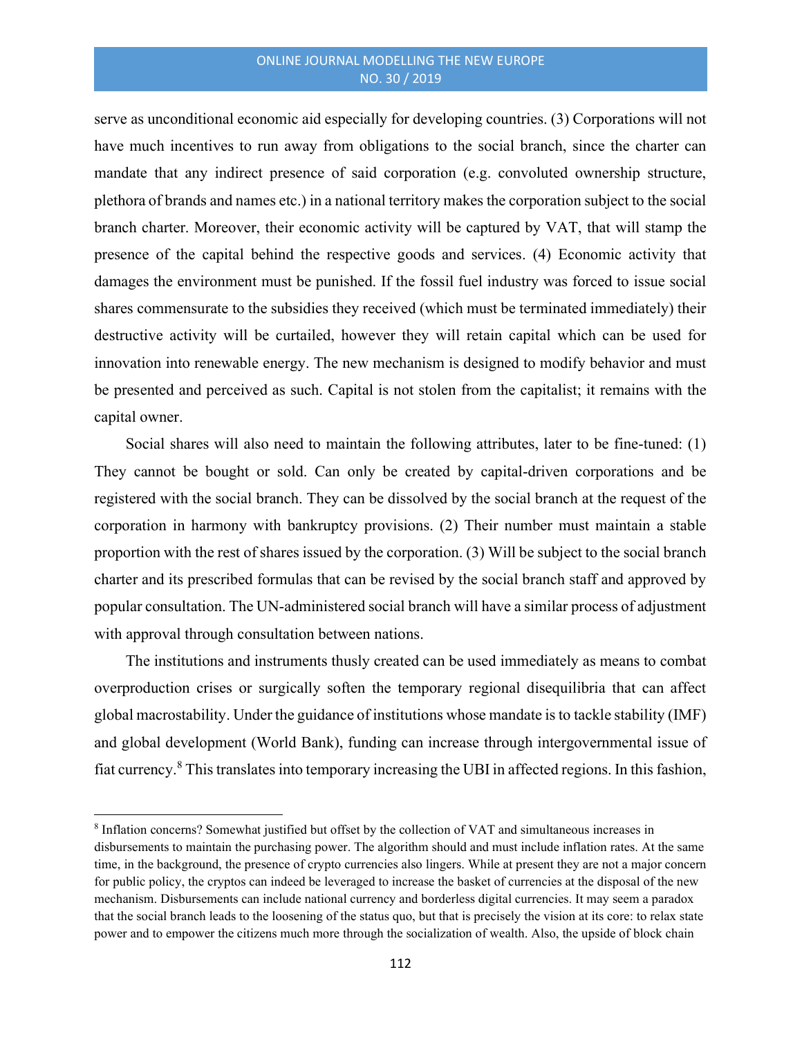serve as unconditional economic aid especially for developing countries. (3) Corporations will not have much incentives to run away from obligations to the social branch, since the charter can mandate that any indirect presence of said corporation (e.g. convoluted ownership structure, plethora of brands and names etc.) in a national territory makes the corporation subject to the social branch charter. Moreover, their economic activity will be captured by VAT, that will stamp the presence of the capital behind the respective goods and services. (4) Economic activity that damages the environment must be punished. If the fossil fuel industry was forced to issue social shares commensurate to the subsidies they received (which must be terminated immediately) their destructive activity will be curtailed, however they will retain capital which can be used for innovation into renewable energy. The new mechanism is designed to modify behavior and must be presented and perceived as such. Capital is not stolen from the capitalist; it remains with the capital owner.

Social shares will also need to maintain the following attributes, later to be fine-tuned: (1) They cannot be bought or sold. Can only be created by capital-driven corporations and be registered with the social branch. They can be dissolved by the social branch at the request of the corporation in harmony with bankruptcy provisions. (2) Their number must maintain a stable proportion with the rest of shares issued by the corporation. (3) Will be subject to the social branch charter and its prescribed formulas that can be revised by the social branch staff and approved by popular consultation. The UN-administered social branch will have a similar process of adjustment with approval through consultation between nations.

The institutions and instruments thusly created can be used immediately as means to combat overproduction crises or surgically soften the temporary regional disequilibria that can affect global macrostability. Under the guidance of institutions whose mandate is to tackle stability (IMF) and global development (World Bank), funding can increase through intergovernmental issue of fiat currency.[8] This translates into temporary increasing the UBI in affected regions. In this fashion,

[8] Inflation concerns? Somewhat justified but offset by the collection of VAT and simultaneous increases in disbursements to maintain the purchasing power. The algorithm should and must include inflation rates. At the same time, in the background, the presence of crypto currencies also lingers. While at present they are not a major concern for public policy, the cryptos can indeed be leveraged to increase the basket of currencies at the disposal of the new mechanism. Disbursements can include national currency and borderless digital currencies. It may seem a paradox that the social branch leads to the loosening of the status quo, but that is precisely the vision at its core: to relax state power and to empower the citizens much more through the socialization of wealth. Also, the upside of block chain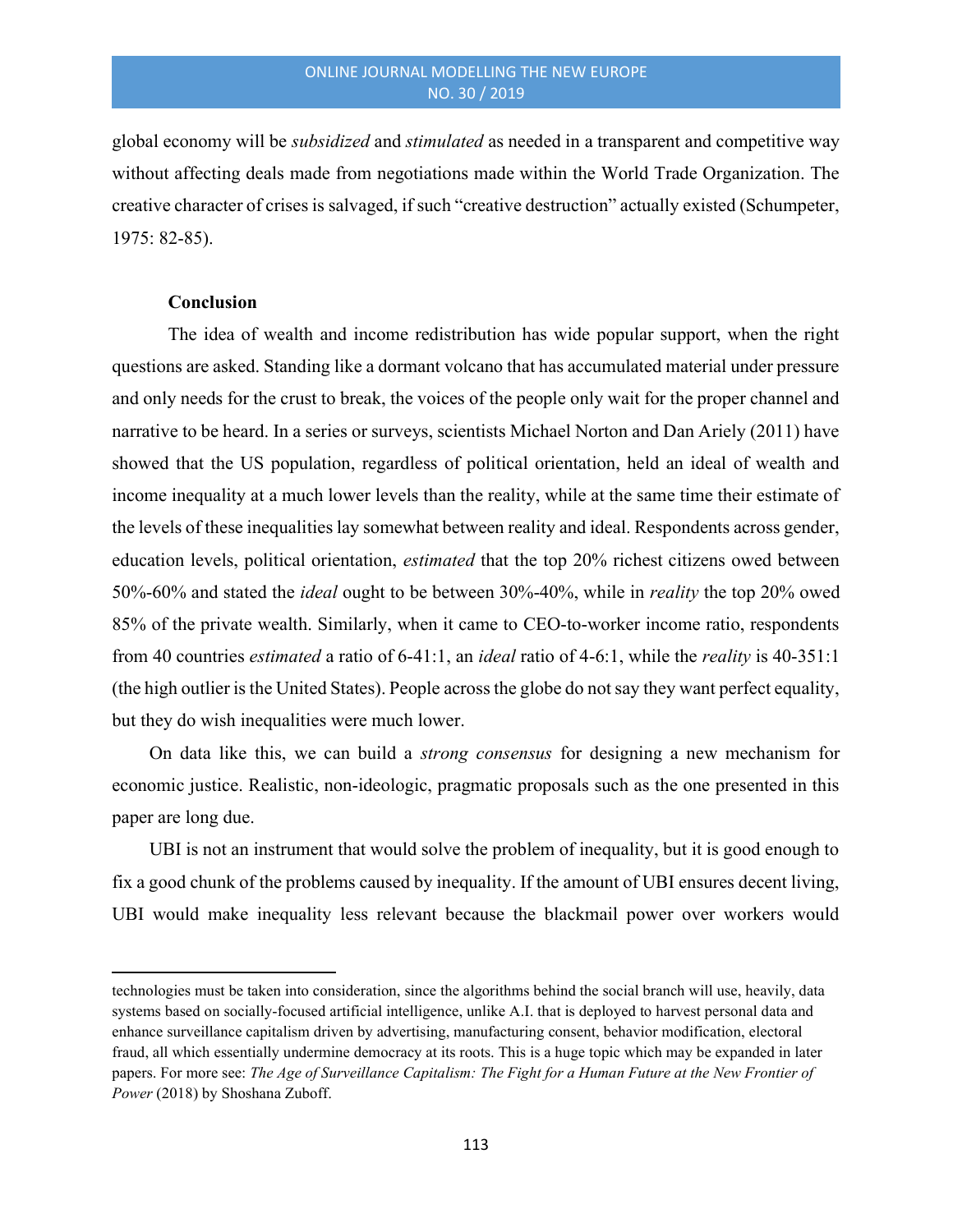global economy will be *subsidized* and *stimulated* as needed in a transparent and competitive way without affecting deals made from negotiations made within the World Trade Organization. The creative character of crises is salvaged, if such "creative destruction" actually existed (Schumpeter, 1975: 82-85).

## Conclusion

The idea of wealth and income redistribution has wide popular support, when the right questions are asked. Standing like a dormant volcano that has accumulated material under pressure and only needs for the crust to break, the voices of the people only wait for the proper channel and narrative to be heard. In a series or surveys, scientists Michael Norton and Dan Ariely (2011) have showed that the US population, regardless of political orientation, held an ideal of wealth and income inequality at a much lower levels than the reality, while at the same time their estimate of the levels of these inequalities lay somewhat between reality and ideal. Respondents across gender, education levels, political orientation, *estimated* that the top 20% richest citizens owed between 50%-60% and stated the *ideal* ought to be between 30%-40%, while in *reality* the top 20% owed 85% of the private wealth. Similarly, when it came to CEO-to-worker income ratio, respondents from 40 countries *estimated* a ratio of 6-41:1, an *ideal* ratio of 4-6:1, while the *reality* is 40-351:1 (the high outlier is the United States). People across the globe do not say they want perfect equality, but they do wish inequalities were much lower.

On data like this, we can build a *strong consensus* for designing a new mechanism for economic justice. Realistic, non-ideologic, pragmatic proposals such as the one presented in this paper are long due.

UBI is not an instrument that would solve the problem of inequality, but it is good enough to fix a good chunk of the problems caused by inequality. If the amount of UBI ensures decent living, UBI would make inequality less relevant because the blackmail power over workers would

---

technologies must be taken into consideration, since the algorithms behind the social branch will use, heavily, data systems based on socially-focused artificial intelligence, unlike A.I. that is deployed to harvest personal data and enhance surveillance capitalism driven by advertising, manufacturing consent, behavior modification, electoral fraud, all which essentially undermine democracy at its roots. This is a huge topic which may be expanded in later papers. For more see: *The Age of Surveillance Capitalism: The Fight for a Human Future at the New Frontier of Power* (2018) by Shoshana Zuboff.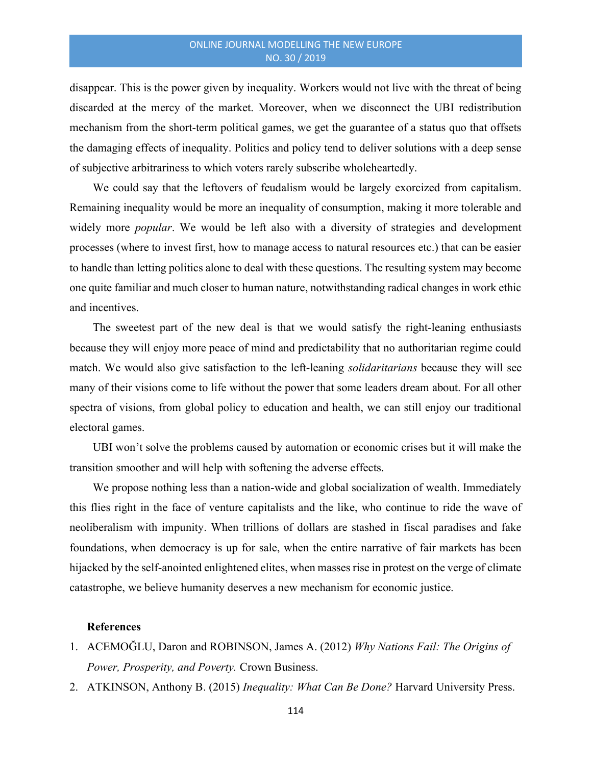disappear. This is the power given by inequality. Workers would not live with the threat of being discarded at the mercy of the market. Moreover, when we disconnect the UBI redistribution mechanism from the short-term political games, we get the guarantee of a status quo that offsets the damaging effects of inequality. Politics and policy tend to deliver solutions with a deep sense of subjective arbitrariness to which voters rarely subscribe wholeheartedly.

We could say that the leftovers of feudalism would be largely exorcized from capitalism. Remaining inequality would be more an inequality of consumption, making it more tolerable and widely more *popular*. We would be left also with a diversity of strategies and development processes (where to invest first, how to manage access to natural resources etc.) that can be easier to handle than letting politics alone to deal with these questions. The resulting system may become one quite familiar and much closer to human nature, notwithstanding radical changes in work ethic and incentives.

The sweetest part of the new deal is that we would satisfy the right-leaning enthusiasts because they will enjoy more peace of mind and predictability that no authoritarian regime could match. We would also give satisfaction to the left-leaning *solidaritarians* because they will see many of their visions come to life without the power that some leaders dream about. For all other spectra of visions, from global policy to education and health, we can still enjoy our traditional electoral games.

UBI won't solve the problems caused by automation or economic crises but it will make the transition smoother and will help with softening the adverse effects.

We propose nothing less than a nation-wide and global socialization of wealth. Immediately this flies right in the face of venture capitalists and the like, who continue to ride the wave of neoliberalism with impunity. When trillions of dollars are stashed in fiscal paradises and fake foundations, when democracy is up for sale, when the entire narrative of fair markets has been hijacked by the self-anointed enlightened elites, when masses rise in protest on the verge of climate catastrophe, we believe humanity deserves a new mechanism for economic justice.

**References**

1. ACEMOĞLU, Daron and ROBINSON, James A. (2012) *Why Nations Fail: The Origins of Power, Prosperity, and Poverty.* Crown Business.
2. ATKINSON, Anthony B. (2015) *Inequality: What Can Be Done?* Harvard University Press.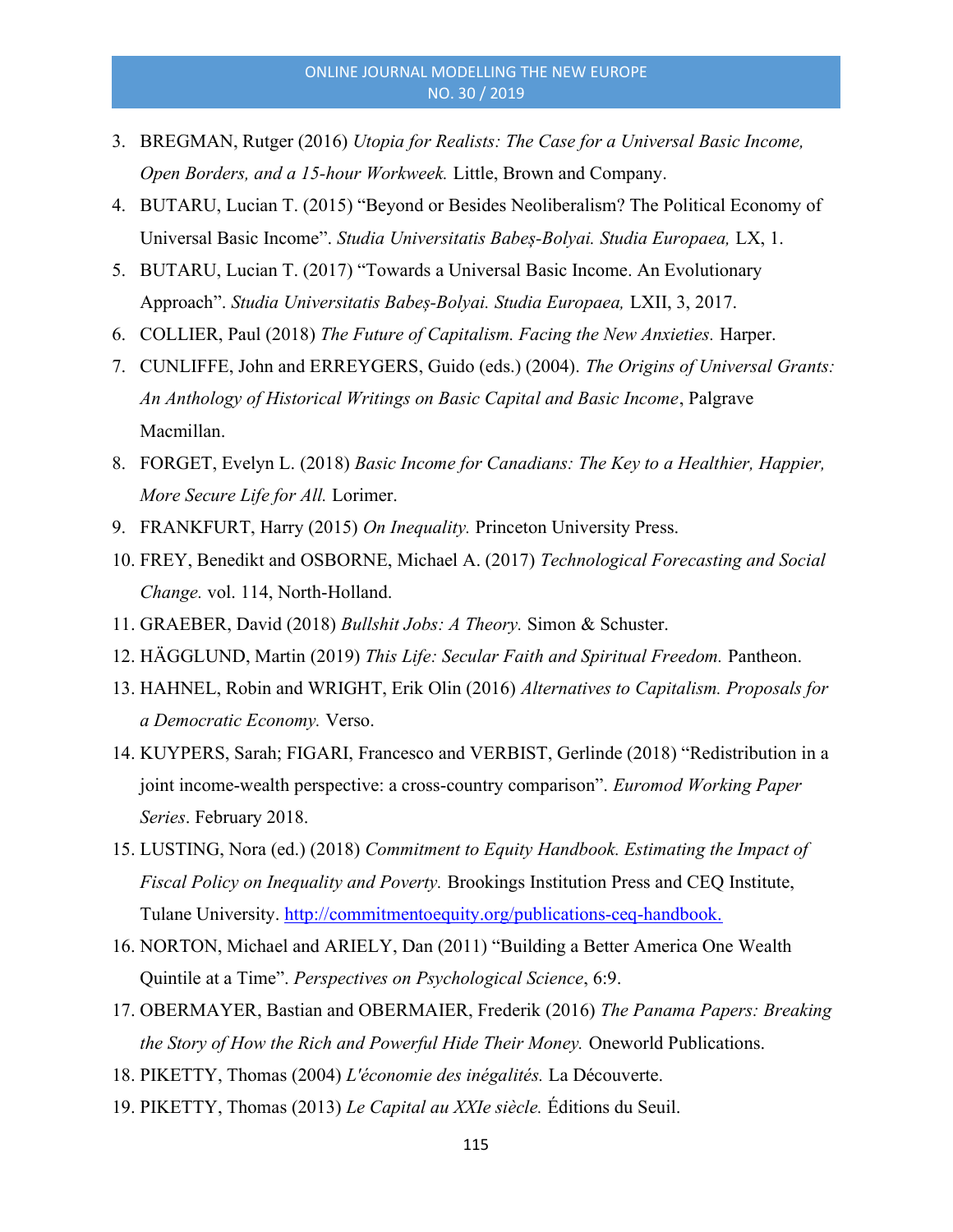3. BREGMAN, Rutger (2016) *Utopia for Realists: The Case for a Universal Basic Income, Open Borders, and a 15-hour Workweek.* Little, Brown and Company.
4. BUTARU, Lucian T. (2015) "Beyond or Besides Neoliberalism? The Political Economy of Universal Basic Income". *Studia Universitatis Babeș-Bolyai. Studia Europaea,* LX, 1.
5. BUTARU, Lucian T. (2017) "Towards a Universal Basic Income. An Evolutionary Approach". *Studia Universitatis Babeș-Bolyai. Studia Europaea,* LXII, 3, 2017.
6. COLLIER, Paul (2018) *The Future of Capitalism. Facing the New Anxieties.* Harper.
7. CUNLIFFE, John and ERREYGERS, Guido (eds.) (2004). *The Origins of Universal Grants: An Anthology of Historical Writings on Basic Capital and Basic Income*, Palgrave Macmillan.
8. FORGET, Evelyn L. (2018) *Basic Income for Canadians: The Key to a Healthier, Happier, More Secure Life for All.* Lorimer.
9. FRANKFURT, Harry (2015) *On Inequality.* Princeton University Press.
10. FREY, Benedikt and OSBORNE, Michael A. (2017) *Technological Forecasting and Social Change.* vol. 114, North-Holland.
11. GRAEBER, David (2018) *Bullshit Jobs: A Theory.* Simon & Schuster.
12. HÄGGLUND, Martin (2019) *This Life: Secular Faith and Spiritual Freedom.* Pantheon.
13. HAHNEL, Robin and WRIGHT, Erik Olin (2016) *Alternatives to Capitalism. Proposals for a Democratic Economy.* Verso.
14. KUYPERS, Sarah; FIGARI, Francesco and VERBIST, Gerlinde (2018) "Redistribution in a joint income-wealth perspective: a cross-country comparison". *Euromod Working Paper Series*. February 2018.
15. LUSTING, Nora (ed.) (2018) *Commitment to Equity Handbook. Estimating the Impact of Fiscal Policy on Inequality and Poverty.* Brookings Institution Press and CEQ Institute, Tulane University. http://commitmentoequity.org/publications-ceq-handbook.
16. NORTON, Michael and ARIELY, Dan (2011) "Building a Better America One Wealth Quintile at a Time". *Perspectives on Psychological Science*, 6:9.
17. OBERMAYER, Bastian and OBERMAIER, Frederik (2016) *The Panama Papers: Breaking the Story of How the Rich and Powerful Hide Their Money.* Oneworld Publications.
18. PIKETTY, Thomas (2004) *L'économie des inégalités.* La Découverte.
19. PIKETTY, Thomas (2013) *Le Capital au XXIe siècle.* Éditions du Seuil.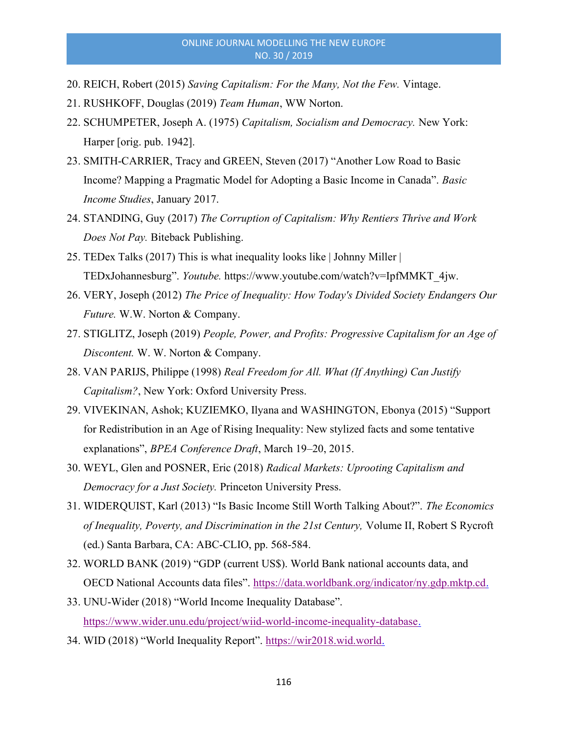20. REICH, Robert (2015) *Saving Capitalism: For the Many, Not the Few.* Vintage.
21. RUSHKOFF, Douglas (2019) *Team Human*, WW Norton.
22. SCHUMPETER, Joseph A. (1975) *Capitalism, Socialism and Democracy.* New York: Harper [orig. pub. 1942].
23. SMITH-CARRIER, Tracy and GREEN, Steven (2017) "Another Low Road to Basic Income? Mapping a Pragmatic Model for Adopting a Basic Income in Canada". *Basic Income Studies*, January 2017.
24. STANDING, Guy (2017) *The Corruption of Capitalism: Why Rentiers Thrive and Work Does Not Pay.* Biteback Publishing.
25. TEDex Talks (2017) This is what inequality looks like | Johnny Miller | TEDxJohannesburg". *Youtube.* https://www.youtube.com/watch?v=IpfMMKT_4jw.
26. VERY, Joseph (2012) *The Price of Inequality: How Today's Divided Society Endangers Our Future.* W.W. Norton & Company.
27. STIGLITZ, Joseph (2019) *People, Power, and Profits: Progressive Capitalism for an Age of Discontent.* W. W. Norton & Company.
28. VAN PARIJS, Philippe (1998) *Real Freedom for All. What (If Anything) Can Justify Capitalism?*, New York: Oxford University Press.
29. VIVEKINAN, Ashok; KUZIEMKO, Ilyana and WASHINGTON, Ebonya (2015) "Support for Redistribution in an Age of Rising Inequality: New stylized facts and some tentative explanations", *BPEA Conference Draft*, March 19–20, 2015.
30. WEYL, Glen and POSNER, Eric (2018) *Radical Markets: Uprooting Capitalism and Democracy for a Just Society.* Princeton University Press.
31. WIDERQUIST, Karl (2013) "Is Basic Income Still Worth Talking About?". *The Economics of Inequality, Poverty, and Discrimination in the 21st Century,* Volume II, Robert S Rycroft (ed.) Santa Barbara, CA: ABC-CLIO, pp. 568-584.
32. WORLD BANK (2019) "GDP (current US$). World Bank national accounts data, and OECD National Accounts data files". https://data.worldbank.org/indicator/ny.gdp.mktp.cd.
33. UNU-Wider (2018) "World Income Inequality Database". https://www.wider.unu.edu/project/wiid-world-income-inequality-database.
34. WID (2018) "World Inequality Report". https://wir2018.wid.world.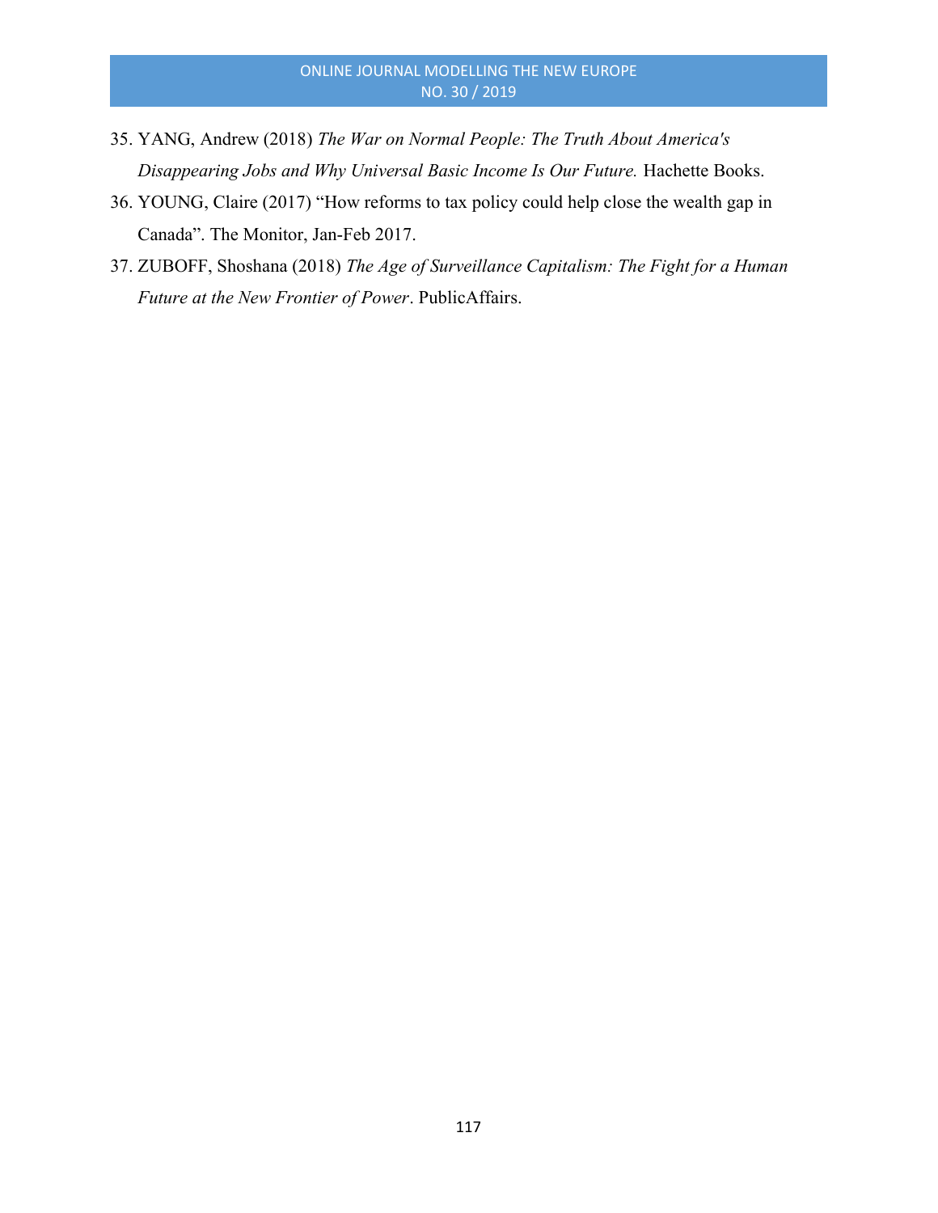35. YANG, Andrew (2018) *The War on Normal People: The Truth About America's Disappearing Jobs and Why Universal Basic Income Is Our Future.* Hachette Books.
36. YOUNG, Claire (2017) "How reforms to tax policy could help close the wealth gap in Canada". The Monitor, Jan-Feb 2017.
37. ZUBOFF, Shoshana (2018) *The Age of Surveillance Capitalism: The Fight for a Human Future at the New Frontier of Power*. PublicAffairs.